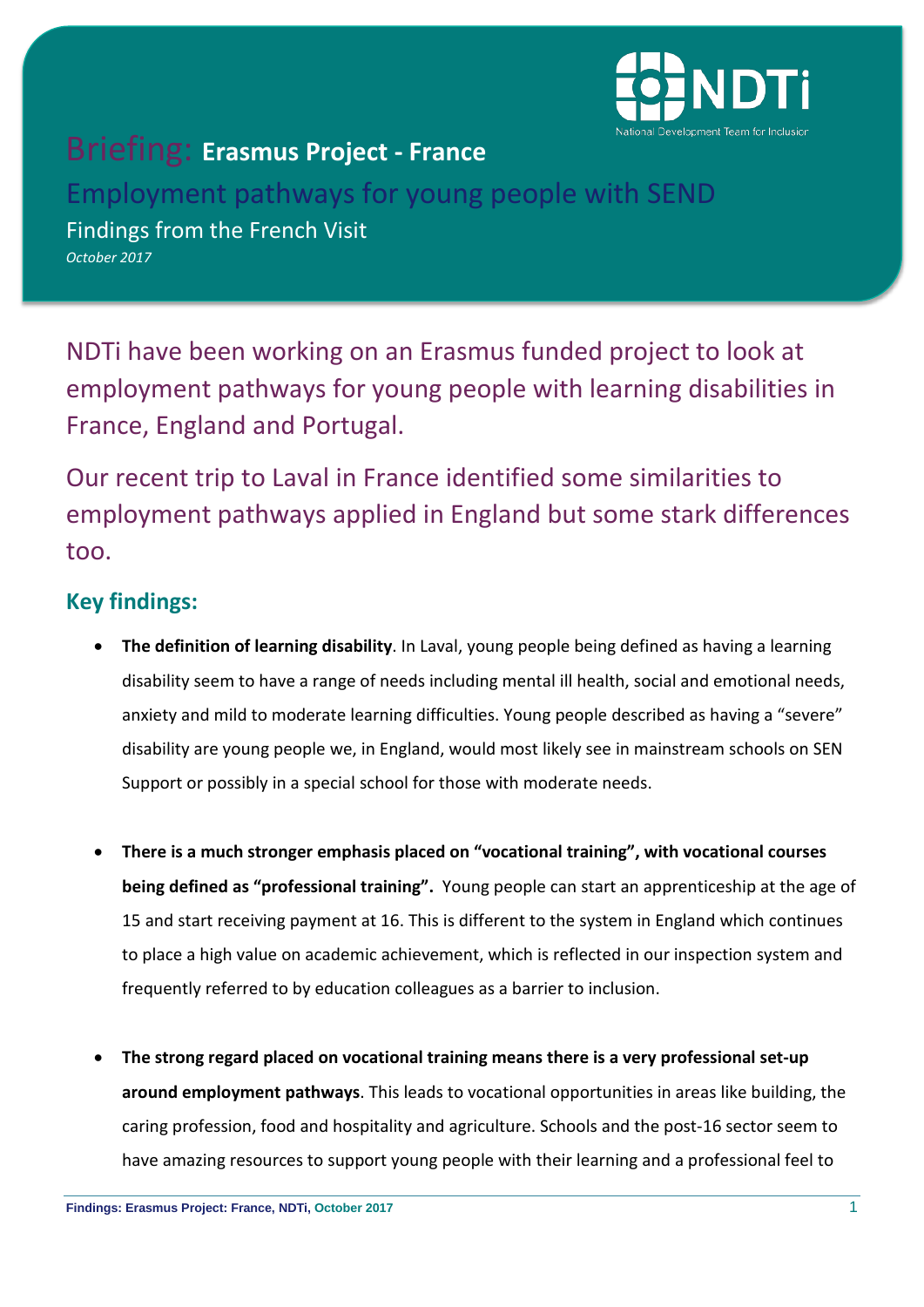# Briefing: Erasmus Project - France

## Employment pathways for young people with SEND

### Findings from the French Visit

*October 2017*

NDTi have been working on an Erasmus funded project to look at employment pathways for young people with learning disabilities in France, England and Portugal.

Our recent trip to Laval in France identified some similarities to employment pathways applied in England but some stark differences too.

## Key findings:

- **The definition of learning disability**. In Laval, young people being defined as having a learning disability seem to have a range of needs including mental ill health, social and emotional needs, anxiety and mild to moderate learning difficulties. Young people described as having a "severe" disability are young people we, in England, would most likely see in mainstream schools on SEN Support or possibly in a special school for those with moderate needs.

- **There is a much stronger emphasis placed on "vocational training", with vocational courses being defined as "professional training".** Young people can start an apprenticeship at the age of 15 and start receiving payment at 16. This is different to the system in England which continues to place a high value on academic achievement, which is reflected in our inspection system and frequently referred to by education colleagues as a barrier to inclusion.

- **The strong regard placed on vocational training means there is a very professional set-up around employment pathways**. This leads to vocational opportunities in areas like building, the caring profession, food and hospitality and agriculture. Schools and the post-16 sector seem to have amazing resources to support young people with their learning and a professional feel to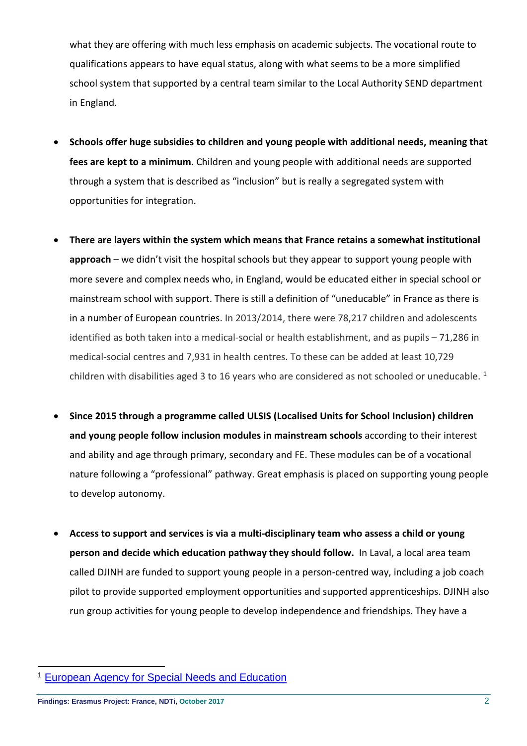what they are offering with much less emphasis on academic subjects. The vocational route to qualifications appears to have equal status, along with what seems to be a more simplified school system that supported by a central team similar to the Local Authority SEND department in England.

- **Schools offer huge subsidies to children and young people with additional needs, meaning that fees are kept to a minimum**. Children and young people with additional needs are supported through a system that is described as "inclusion" but is really a segregated system with opportunities for integration.

- **There are layers within the system which means that France retains a somewhat institutional approach** – we didn't visit the hospital schools but they appear to support young people with more severe and complex needs who, in England, would be educated either in special school or mainstream school with support. There is still a definition of "uneducable" in France as there is in a number of European countries. In 2013/2014, there were 78,217 children and adolescents identified as both taken into a medical-social or health establishment, and as pupils – 71,286 in medical-social centres and 7,931 in health centres. To these can be added at least 10,729 children with disabilities aged 3 to 16 years who are considered as not schooled or uneducable. [1]

- **Since 2015 through a programme called ULSIS (Localised Units for School Inclusion) children and young people follow inclusion modules in mainstream schools** according to their interest and ability and age through primary, secondary and FE. These modules can be of a vocational nature following a "professional" pathway. Great emphasis is placed on supporting young people to develop autonomy.

- **Access to support and services is via a multi-disciplinary team who assess a child or young person and decide which education pathway they should follow.** In Laval, a local area team called DJINH are funded to support young people in a person-centred way, including a job coach pilot to provide supported employment opportunities and supported apprenticeships. DJINH also run group activities for young people to develop independence and friendships. They have a

---

[1] European Agency for Special Needs and Education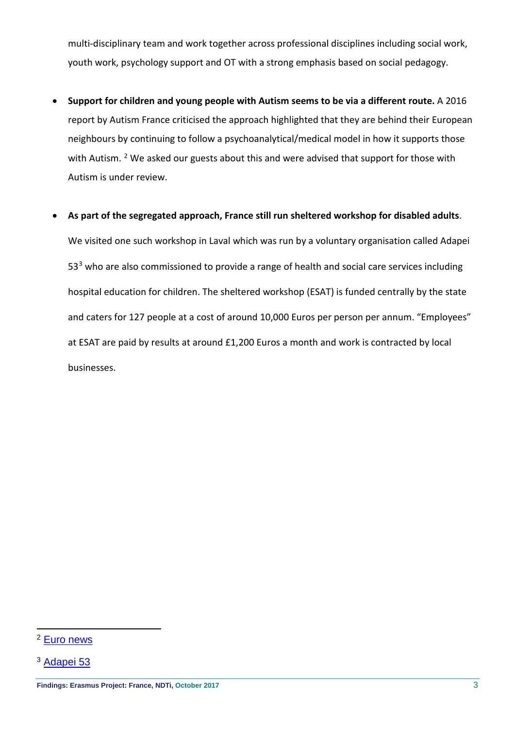multi-disciplinary team and work together across professional disciplines including social work, youth work, psychology support and OT with a strong emphasis based on social pedagogy.

- **Support for children and young people with Autism seems to be via a different route.** A 2016 report by Autism France criticised the approach highlighted that they are behind their European neighbours by continuing to follow a psychoanalytical/medical model in how it supports those with Autism. [2] We asked our guests about this and were advised that support for those with Autism is under review.

- **As part of the segregated approach, France still run sheltered workshop for disabled adults**. We visited one such workshop in Laval which was run by a voluntary organisation called Adapei 53[3] who are also commissioned to provide a range of health and social care services including hospital education for children. The sheltered workshop (ESAT) is funded centrally by the state and caters for 127 people at a cost of around 10,000 Euros per person per annum. "Employees" at ESAT are paid by results at around £1,200 Euros a month and work is contracted by local businesses.

---

[2] Euro news

[3] Adapei 53